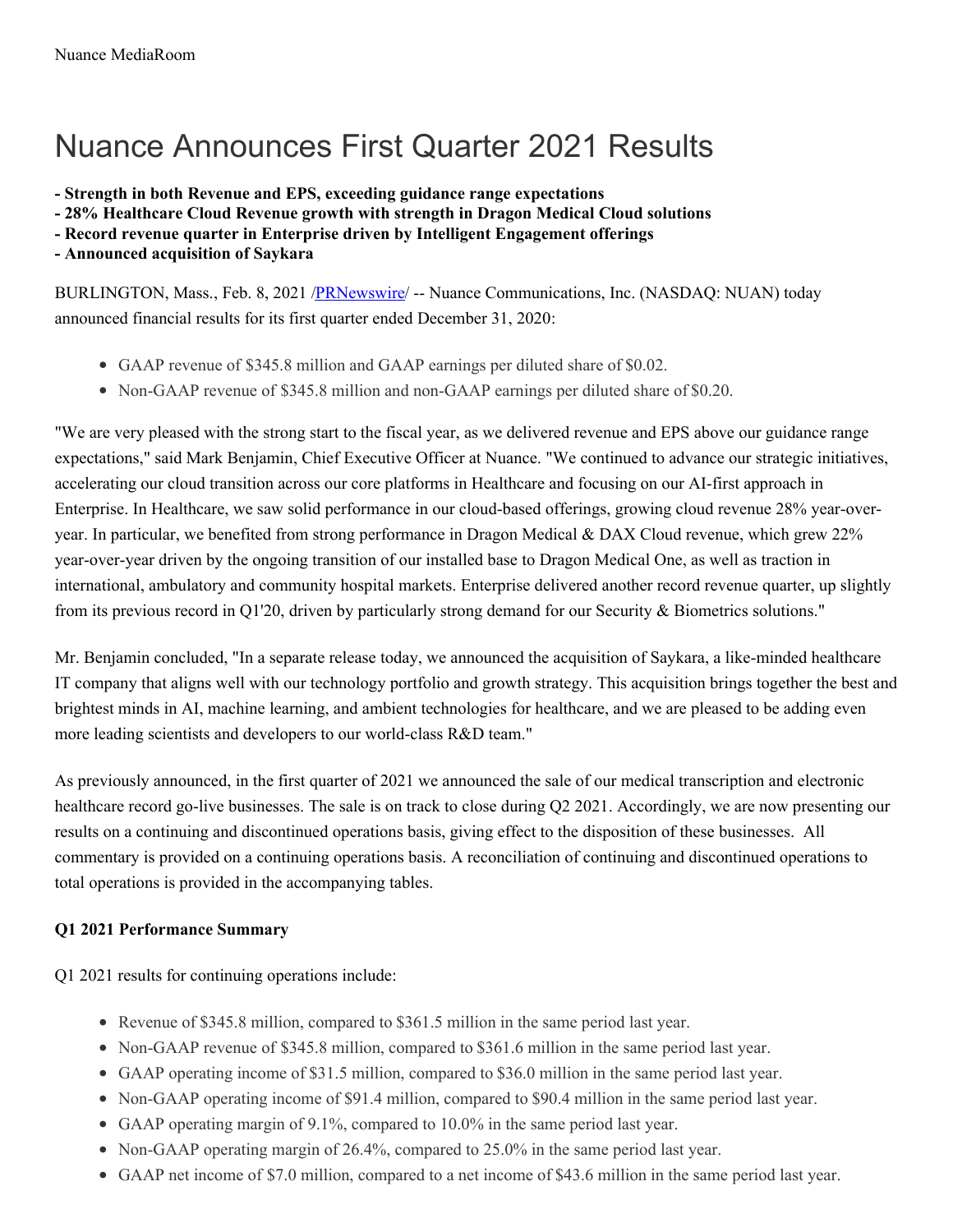# Nuance Announces First Quarter 2021 Results

**- Strength in both Revenue and EPS, exceeding guidance range expectations**
**- 28% Healthcare Cloud Revenue growth with strength in Dragon Medical Cloud solutions**
**- Record revenue quarter in Enterprise driven by Intelligent Engagement offerings**
**- Announced acquisition of Saykara**

BURLINGTON, Mass., Feb. 8, 2021 /PRNewswire/ -- Nuance Communications, Inc. (NASDAQ: NUAN) today announced financial results for its first quarter ended December 31, 2020:

- GAAP revenue of $345.8 million and GAAP earnings per diluted share of $0.02.
- Non-GAAP revenue of $345.8 million and non-GAAP earnings per diluted share of $0.20.

"We are very pleased with the strong start to the fiscal year, as we delivered revenue and EPS above our guidance range expectations," said Mark Benjamin, Chief Executive Officer at Nuance. "We continued to advance our strategic initiatives, accelerating our cloud transition across our core platforms in Healthcare and focusing on our AI-first approach in Enterprise. In Healthcare, we saw solid performance in our cloud-based offerings, growing cloud revenue 28% year-over-year. In particular, we benefited from strong performance in Dragon Medical & DAX Cloud revenue, which grew 22% year-over-year driven by the ongoing transition of our installed base to Dragon Medical One, as well as traction in international, ambulatory and community hospital markets. Enterprise delivered another record revenue quarter, up slightly from its previous record in Q1'20, driven by particularly strong demand for our Security & Biometrics solutions."

Mr. Benjamin concluded, "In a separate release today, we announced the acquisition of Saykara, a like-minded healthcare IT company that aligns well with our technology portfolio and growth strategy. This acquisition brings together the best and brightest minds in AI, machine learning, and ambient technologies for healthcare, and we are pleased to be adding even more leading scientists and developers to our world-class R&D team."

As previously announced, in the first quarter of 2021 we announced the sale of our medical transcription and electronic healthcare record go-live businesses. The sale is on track to close during Q2 2021. Accordingly, we are now presenting our results on a continuing and discontinued operations basis, giving effect to the disposition of these businesses. All commentary is provided on a continuing operations basis. A reconciliation of continuing and discontinued operations to total operations is provided in the accompanying tables.

**Q1 2021 Performance Summary**

Q1 2021 results for continuing operations include:

- Revenue of $345.8 million, compared to $361.5 million in the same period last year.
- Non-GAAP revenue of $345.8 million, compared to $361.6 million in the same period last year.
- GAAP operating income of $31.5 million, compared to $36.0 million in the same period last year.
- Non-GAAP operating income of $91.4 million, compared to $90.4 million in the same period last year.
- GAAP operating margin of 9.1%, compared to 10.0% in the same period last year.
- Non-GAAP operating margin of 26.4%, compared to 25.0% in the same period last year.
- GAAP net income of $7.0 million, compared to a net income of $43.6 million in the same period last year.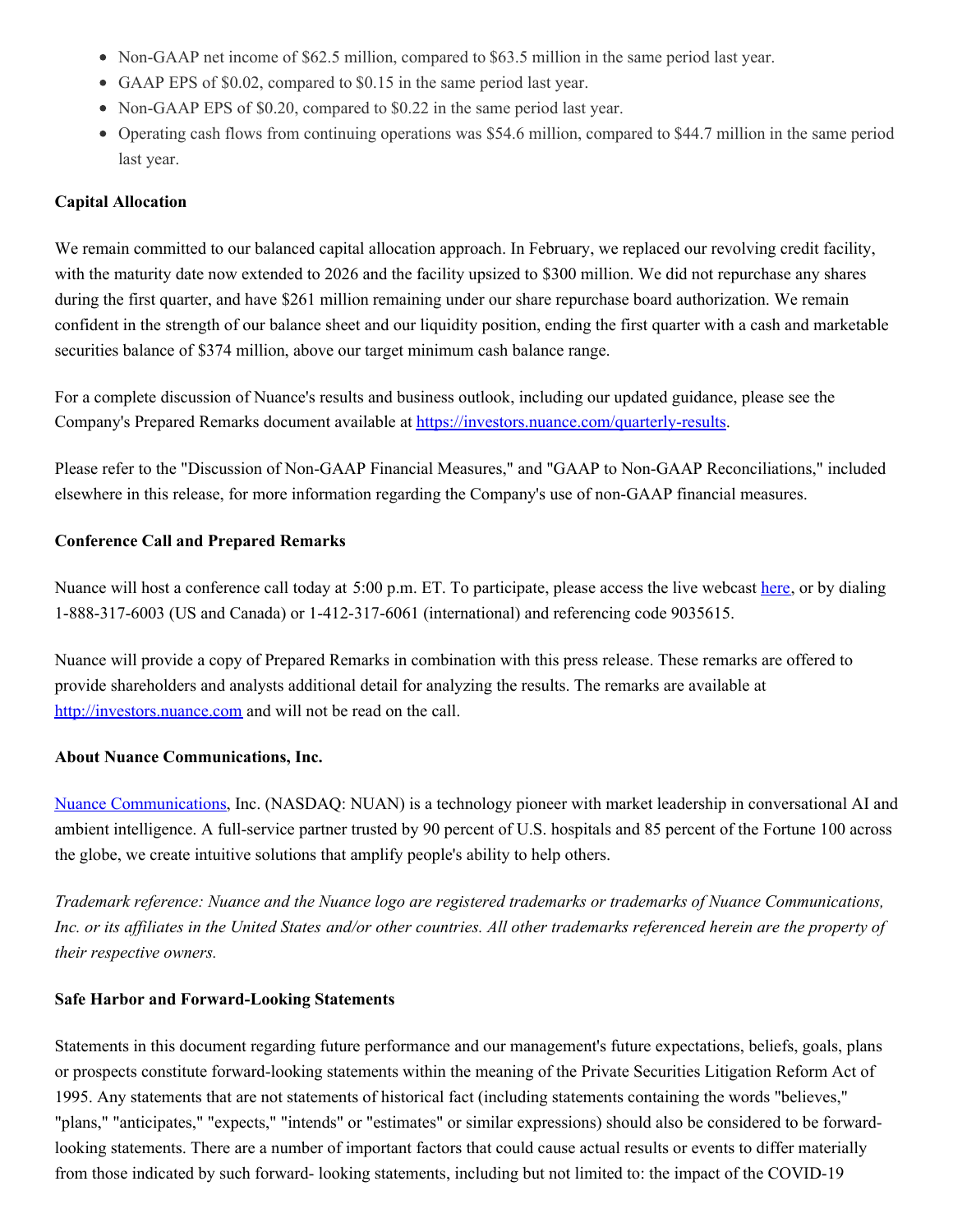- Non-GAAP net income of $62.5 million, compared to $63.5 million in the same period last year.
- GAAP EPS of $0.02, compared to $0.15 in the same period last year.
- Non-GAAP EPS of $0.20, compared to $0.22 in the same period last year.
- Operating cash flows from continuing operations was $54.6 million, compared to $44.7 million in the same period last year.

**Capital Allocation**

We remain committed to our balanced capital allocation approach. In February, we replaced our revolving credit facility, with the maturity date now extended to 2026 and the facility upsized to $300 million. We did not repurchase any shares during the first quarter, and have $261 million remaining under our share repurchase board authorization. We remain confident in the strength of our balance sheet and our liquidity position, ending the first quarter with a cash and marketable securities balance of $374 million, above our target minimum cash balance range.

For a complete discussion of Nuance's results and business outlook, including our updated guidance, please see the Company's Prepared Remarks document available at [https://investors.nuance.com/quarterly-results](https://investors.nuance.com/quarterly-results).

Please refer to the "Discussion of Non-GAAP Financial Measures," and "GAAP to Non-GAAP Reconciliations," included elsewhere in this release, for more information regarding the Company's use of non-GAAP financial measures.

**Conference Call and Prepared Remarks**

Nuance will host a conference call today at 5:00 p.m. ET. To participate, please access the live webcast here, or by dialing 1-888-317-6003 (US and Canada) or 1-412-317-6061 (international) and referencing code 9035615.

Nuance will provide a copy of Prepared Remarks in combination with this press release. These remarks are offered to provide shareholders and analysts additional detail for analyzing the results. The remarks are available at [http://investors.nuance.com](http://investors.nuance.com) and will not be read on the call.

**About Nuance Communications, Inc.**

Nuance Communications, Inc. (NASDAQ: NUAN) is a technology pioneer with market leadership in conversational AI and ambient intelligence. A full-service partner trusted by 90 percent of U.S. hospitals and 85 percent of the Fortune 100 across the globe, we create intuitive solutions that amplify people's ability to help others.

*Trademark reference: Nuance and the Nuance logo are registered trademarks or trademarks of Nuance Communications, Inc. or its affiliates in the United States and/or other countries. All other trademarks referenced herein are the property of their respective owners.*

**Safe Harbor and Forward-Looking Statements**

Statements in this document regarding future performance and our management's future expectations, beliefs, goals, plans or prospects constitute forward-looking statements within the meaning of the Private Securities Litigation Reform Act of 1995. Any statements that are not statements of historical fact (including statements containing the words "believes," "plans," "anticipates," "expects," "intends" or "estimates" or similar expressions) should also be considered to be forward-looking statements. There are a number of important factors that could cause actual results or events to differ materially from those indicated by such forward- looking statements, including but not limited to: the impact of the COVID-19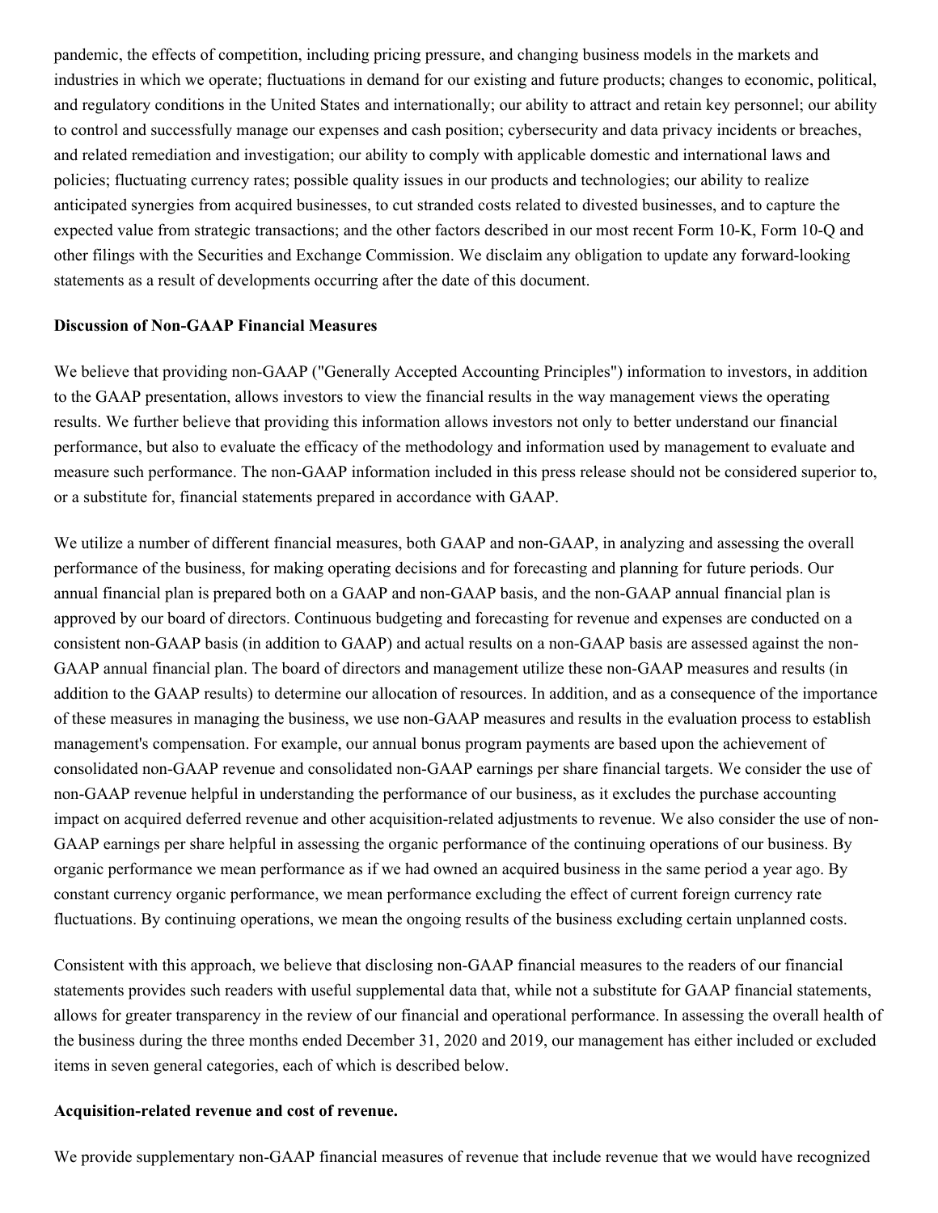pandemic, the effects of competition, including pricing pressure, and changing business models in the markets and industries in which we operate; fluctuations in demand for our existing and future products; changes to economic, political, and regulatory conditions in the United States and internationally; our ability to attract and retain key personnel; our ability to control and successfully manage our expenses and cash position; cybersecurity and data privacy incidents or breaches, and related remediation and investigation; our ability to comply with applicable domestic and international laws and policies; fluctuating currency rates; possible quality issues in our products and technologies; our ability to realize anticipated synergies from acquired businesses, to cut stranded costs related to divested businesses, and to capture the expected value from strategic transactions; and the other factors described in our most recent Form 10-K, Form 10-Q and other filings with the Securities and Exchange Commission. We disclaim any obligation to update any forward-looking statements as a result of developments occurring after the date of this document.

**Discussion of Non-GAAP Financial Measures**

We believe that providing non-GAAP ("Generally Accepted Accounting Principles") information to investors, in addition to the GAAP presentation, allows investors to view the financial results in the way management views the operating results. We further believe that providing this information allows investors not only to better understand our financial performance, but also to evaluate the efficacy of the methodology and information used by management to evaluate and measure such performance. The non-GAAP information included in this press release should not be considered superior to, or a substitute for, financial statements prepared in accordance with GAAP.

We utilize a number of different financial measures, both GAAP and non-GAAP, in analyzing and assessing the overall performance of the business, for making operating decisions and for forecasting and planning for future periods. Our annual financial plan is prepared both on a GAAP and non-GAAP basis, and the non-GAAP annual financial plan is approved by our board of directors. Continuous budgeting and forecasting for revenue and expenses are conducted on a consistent non-GAAP basis (in addition to GAAP) and actual results on a non-GAAP basis are assessed against the non-GAAP annual financial plan. The board of directors and management utilize these non-GAAP measures and results (in addition to the GAAP results) to determine our allocation of resources. In addition, and as a consequence of the importance of these measures in managing the business, we use non-GAAP measures and results in the evaluation process to establish management's compensation. For example, our annual bonus program payments are based upon the achievement of consolidated non-GAAP revenue and consolidated non-GAAP earnings per share financial targets. We consider the use of non-GAAP revenue helpful in understanding the performance of our business, as it excludes the purchase accounting impact on acquired deferred revenue and other acquisition-related adjustments to revenue. We also consider the use of non-GAAP earnings per share helpful in assessing the organic performance of the continuing operations of our business. By organic performance we mean performance as if we had owned an acquired business in the same period a year ago. By constant currency organic performance, we mean performance excluding the effect of current foreign currency rate fluctuations. By continuing operations, we mean the ongoing results of the business excluding certain unplanned costs.

Consistent with this approach, we believe that disclosing non-GAAP financial measures to the readers of our financial statements provides such readers with useful supplemental data that, while not a substitute for GAAP financial statements, allows for greater transparency in the review of our financial and operational performance. In assessing the overall health of the business during the three months ended December 31, 2020 and 2019, our management has either included or excluded items in seven general categories, each of which is described below.

**Acquisition-related revenue and cost of revenue.**

We provide supplementary non-GAAP financial measures of revenue that include revenue that we would have recognized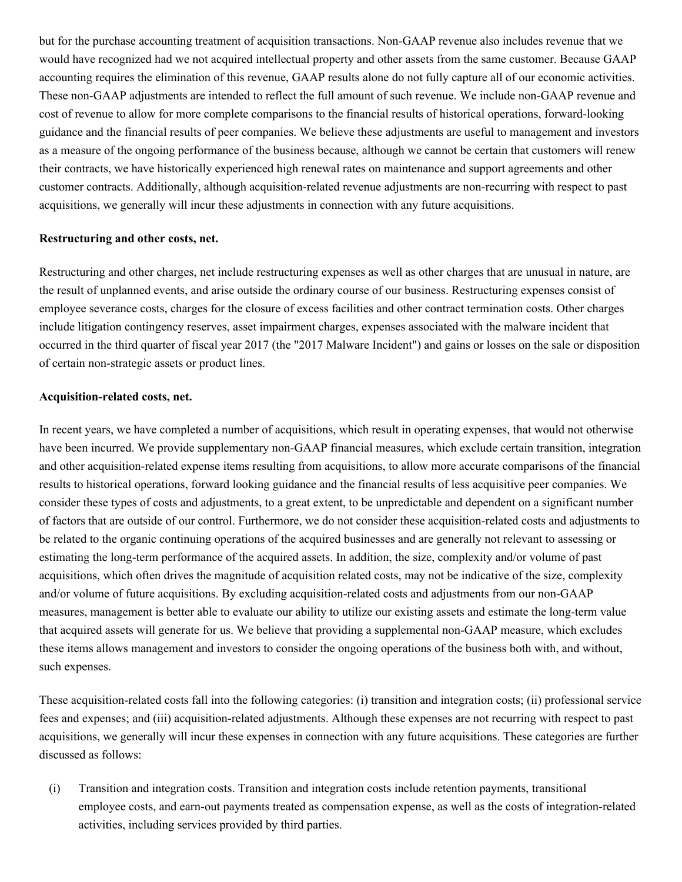but for the purchase accounting treatment of acquisition transactions. Non-GAAP revenue also includes revenue that we would have recognized had we not acquired intellectual property and other assets from the same customer. Because GAAP accounting requires the elimination of this revenue, GAAP results alone do not fully capture all of our economic activities. These non-GAAP adjustments are intended to reflect the full amount of such revenue. We include non-GAAP revenue and cost of revenue to allow for more complete comparisons to the financial results of historical operations, forward-looking guidance and the financial results of peer companies. We believe these adjustments are useful to management and investors as a measure of the ongoing performance of the business because, although we cannot be certain that customers will renew their contracts, we have historically experienced high renewal rates on maintenance and support agreements and other customer contracts. Additionally, although acquisition-related revenue adjustments are non-recurring with respect to past acquisitions, we generally will incur these adjustments in connection with any future acquisitions.

**Restructuring and other costs, net.**

Restructuring and other charges, net include restructuring expenses as well as other charges that are unusual in nature, are the result of unplanned events, and arise outside the ordinary course of our business. Restructuring expenses consist of employee severance costs, charges for the closure of excess facilities and other contract termination costs. Other charges include litigation contingency reserves, asset impairment charges, expenses associated with the malware incident that occurred in the third quarter of fiscal year 2017 (the "2017 Malware Incident") and gains or losses on the sale or disposition of certain non-strategic assets or product lines.

**Acquisition-related costs, net.**

In recent years, we have completed a number of acquisitions, which result in operating expenses, that would not otherwise have been incurred. We provide supplementary non-GAAP financial measures, which exclude certain transition, integration and other acquisition-related expense items resulting from acquisitions, to allow more accurate comparisons of the financial results to historical operations, forward looking guidance and the financial results of less acquisitive peer companies. We consider these types of costs and adjustments, to a great extent, to be unpredictable and dependent on a significant number of factors that are outside of our control. Furthermore, we do not consider these acquisition-related costs and adjustments to be related to the organic continuing operations of the acquired businesses and are generally not relevant to assessing or estimating the long-term performance of the acquired assets. In addition, the size, complexity and/or volume of past acquisitions, which often drives the magnitude of acquisition related costs, may not be indicative of the size, complexity and/or volume of future acquisitions. By excluding acquisition-related costs and adjustments from our non-GAAP measures, management is better able to evaluate our ability to utilize our existing assets and estimate the long-term value that acquired assets will generate for us. We believe that providing a supplemental non-GAAP measure, which excludes these items allows management and investors to consider the ongoing operations of the business both with, and without, such expenses.

These acquisition-related costs fall into the following categories: (i) transition and integration costs; (ii) professional service fees and expenses; and (iii) acquisition-related adjustments. Although these expenses are not recurring with respect to past acquisitions, we generally will incur these expenses in connection with any future acquisitions. These categories are further discussed as follows:

(i) Transition and integration costs. Transition and integration costs include retention payments, transitional employee costs, and earn-out payments treated as compensation expense, as well as the costs of integration-related activities, including services provided by third parties.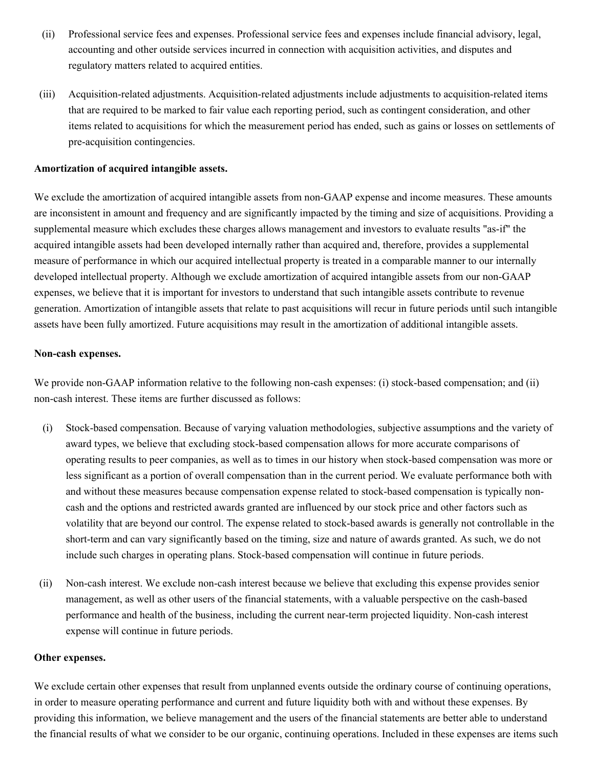(ii) Professional service fees and expenses. Professional service fees and expenses include financial advisory, legal, accounting and other outside services incurred in connection with acquisition activities, and disputes and regulatory matters related to acquired entities.

(iii) Acquisition-related adjustments. Acquisition-related adjustments include adjustments to acquisition-related items that are required to be marked to fair value each reporting period, such as contingent consideration, and other items related to acquisitions for which the measurement period has ended, such as gains or losses on settlements of pre-acquisition contingencies.

**Amortization of acquired intangible assets.**

We exclude the amortization of acquired intangible assets from non-GAAP expense and income measures. These amounts are inconsistent in amount and frequency and are significantly impacted by the timing and size of acquisitions. Providing a supplemental measure which excludes these charges allows management and investors to evaluate results "as-if" the acquired intangible assets had been developed internally rather than acquired and, therefore, provides a supplemental measure of performance in which our acquired intellectual property is treated in a comparable manner to our internally developed intellectual property. Although we exclude amortization of acquired intangible assets from our non-GAAP expenses, we believe that it is important for investors to understand that such intangible assets contribute to revenue generation. Amortization of intangible assets that relate to past acquisitions will recur in future periods until such intangible assets have been fully amortized. Future acquisitions may result in the amortization of additional intangible assets.

**Non-cash expenses.**

We provide non-GAAP information relative to the following non-cash expenses: (i) stock-based compensation; and (ii) non-cash interest. These items are further discussed as follows:

(i) Stock-based compensation. Because of varying valuation methodologies, subjective assumptions and the variety of award types, we believe that excluding stock-based compensation allows for more accurate comparisons of operating results to peer companies, as well as to times in our history when stock-based compensation was more or less significant as a portion of overall compensation than in the current period. We evaluate performance both with and without these measures because compensation expense related to stock-based compensation is typically non-cash and the options and restricted awards granted are influenced by our stock price and other factors such as volatility that are beyond our control. The expense related to stock-based awards is generally not controllable in the short-term and can vary significantly based on the timing, size and nature of awards granted. As such, we do not include such charges in operating plans. Stock-based compensation will continue in future periods.

(ii) Non-cash interest. We exclude non-cash interest because we believe that excluding this expense provides senior management, as well as other users of the financial statements, with a valuable perspective on the cash-based performance and health of the business, including the current near-term projected liquidity. Non-cash interest expense will continue in future periods.

**Other expenses.**

We exclude certain other expenses that result from unplanned events outside the ordinary course of continuing operations, in order to measure operating performance and current and future liquidity both with and without these expenses. By providing this information, we believe management and the users of the financial statements are better able to understand the financial results of what we consider to be our organic, continuing operations. Included in these expenses are items such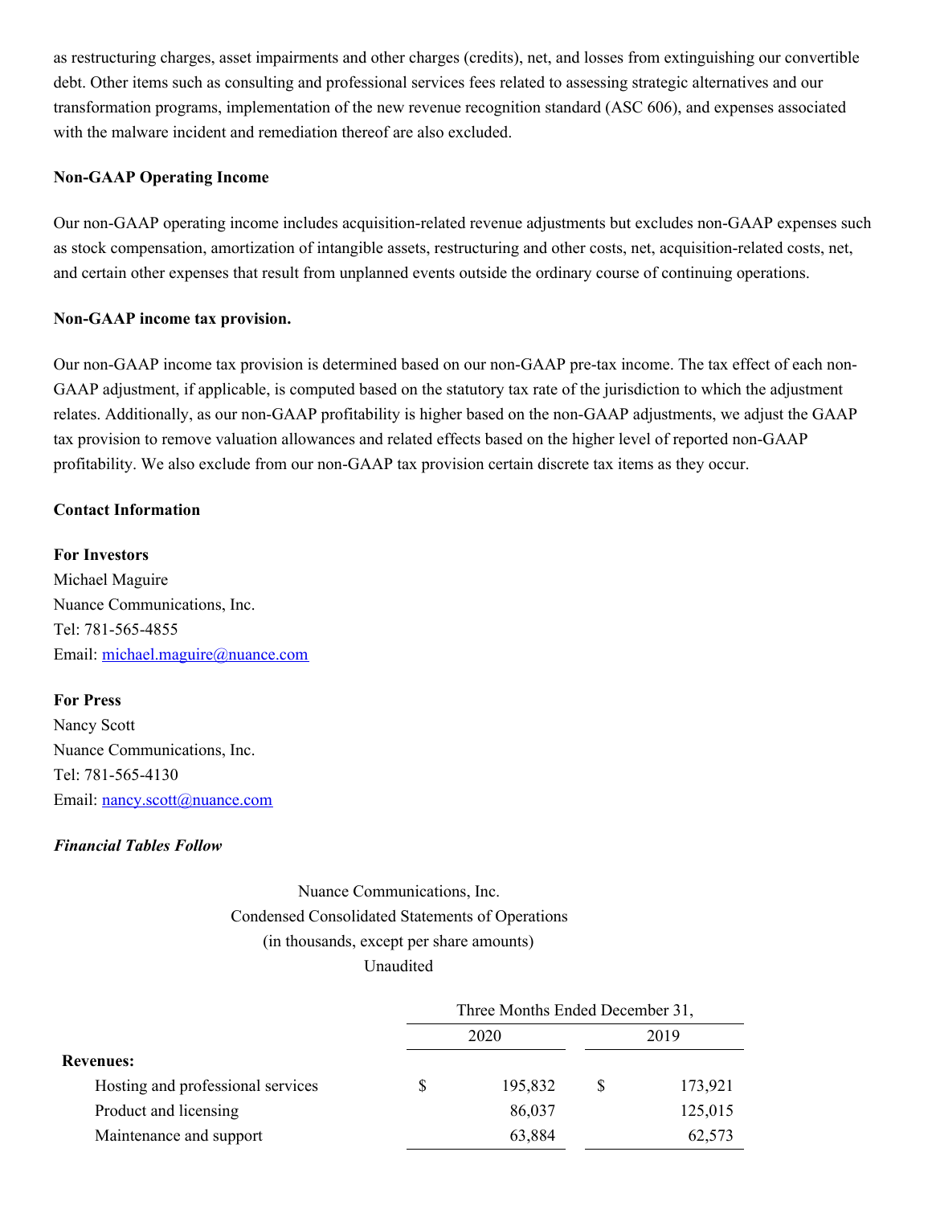as restructuring charges, asset impairments and other charges (credits), net, and losses from extinguishing our convertible debt. Other items such as consulting and professional services fees related to assessing strategic alternatives and our transformation programs, implementation of the new revenue recognition standard (ASC 606), and expenses associated with the malware incident and remediation thereof are also excluded.

**Non-GAAP Operating Income**

Our non-GAAP operating income includes acquisition-related revenue adjustments but excludes non-GAAP expenses such as stock compensation, amortization of intangible assets, restructuring and other costs, net, acquisition-related costs, net, and certain other expenses that result from unplanned events outside the ordinary course of continuing operations.

**Non-GAAP income tax provision.**

Our non-GAAP income tax provision is determined based on our non-GAAP pre-tax income. The tax effect of each non-GAAP adjustment, if applicable, is computed based on the statutory tax rate of the jurisdiction to which the adjustment relates. Additionally, as our non-GAAP profitability is higher based on the non-GAAP adjustments, we adjust the GAAP tax provision to remove valuation allowances and related effects based on the higher level of reported non-GAAP profitability. We also exclude from our non-GAAP tax provision certain discrete tax items as they occur.

**Contact Information**

**For Investors**
Michael Maguire
Nuance Communications, Inc.
Tel: 781-565-4855
Email: michael.maguire@nuance.com

**For Press**
Nancy Scott
Nuance Communications, Inc.
Tel: 781-565-4130
Email: nancy.scott@nuance.com

***Financial Tables Follow***

Nuance Communications, Inc.
Condensed Consolidated Statements of Operations
(in thousands, except per share amounts)
Unaudited

| | Three Months Ended December 31, | |
|---|---|---|
| | 2020 | 2019 |
| **Revenues:** | | |
| Hosting and professional services | $ 195,832 | $ 173,921 |
| Product and licensing | 86,037 | 125,015 |
| Maintenance and support | 63,884 | 62,573 |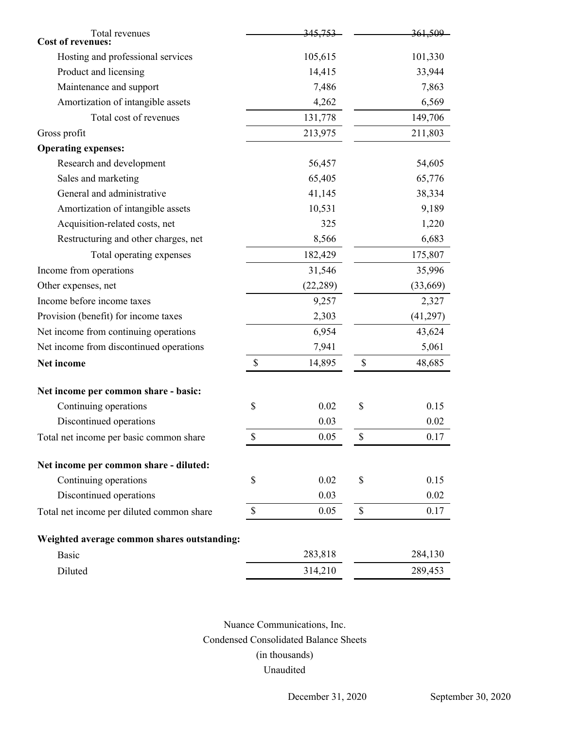| | | |
|---|---|---|
| Total revenues | 345,753 | 361,509 |
| **Cost of revenues:** | | |
| Hosting and professional services | 105,615 | 101,330 |
| Product and licensing | 14,415 | 33,944 |
| Maintenance and support | 7,486 | 7,863 |
| Amortization of intangible assets | 4,262 | 6,569 |
| Total cost of revenues | 131,778 | 149,706 |
| Gross profit | 213,975 | 211,803 |
| **Operating expenses:** | | |
| Research and development | 56,457 | 54,605 |
| Sales and marketing | 65,405 | 65,776 |
| General and administrative | 41,145 | 38,334 |
| Amortization of intangible assets | 10,531 | 9,189 |
| Acquisition-related costs, net | 325 | 1,220 |
| Restructuring and other charges, net | 8,566 | 6,683 |
| Total operating expenses | 182,429 | 175,807 |
| Income from operations | 31,546 | 35,996 |
| Other expenses, net | (22,289) | (33,669) |
| Income before income taxes | 9,257 | 2,327 |
| Provision (benefit) for income taxes | 2,303 | (41,297) |
| Net income from continuing operations | 6,954 | 43,624 |
| Net income from discontinued operations | 7,941 | 5,061 |
| **Net income** | $ 14,895 | $ 48,685 |
| | | |
| **Net income per common share - basic:** | | |
| Continuing operations | $ 0.02 | $ 0.15 |
| Discontinued operations | 0.03 | 0.02 |
| Total net income per basic common share | $ 0.05 | $ 0.17 |
| | | |
| **Net income per common share - diluted:** | | |
| Continuing operations | $ 0.02 | $ 0.15 |
| Discontinued operations | 0.03 | 0.02 |
| Total net income per diluted common share | $ 0.05 | $ 0.17 |
| | | |
| **Weighted average common shares outstanding:** | | |
| Basic | 283,818 | 284,130 |
| Diluted | 314,210 | 289,453 |

Nuance Communications, Inc.

Condensed Consolidated Balance Sheets

(in thousands)

Unaudited

| | December 31, 2020 | September 30, 2020 |
|---|---|---|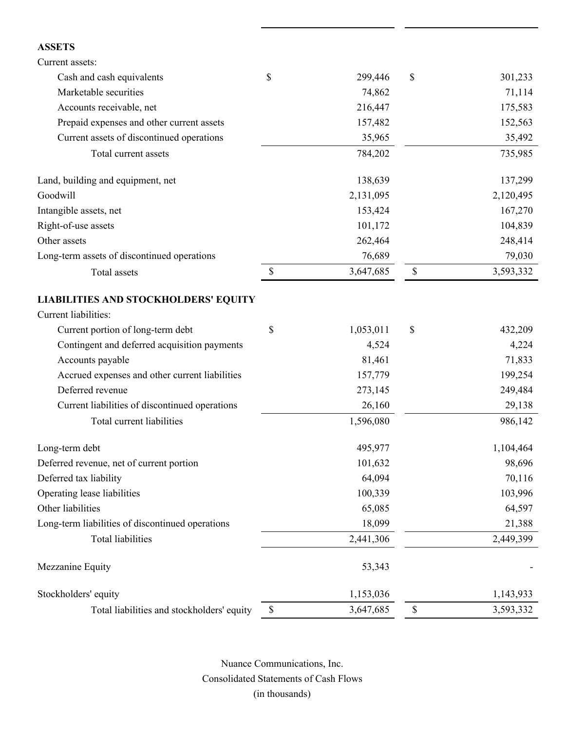| | | |
|---|---|---|
| **ASSETS** | | |
| Current assets: | | |
| Cash and cash equivalents | $ 299,446 | $ 301,233 |
| Marketable securities | 74,862 | 71,114 |
| Accounts receivable, net | 216,447 | 175,583 |
| Prepaid expenses and other current assets | 157,482 | 152,563 |
| Current assets of discontinued operations | 35,965 | 35,492 |
| Total current assets | 784,202 | 735,985 |
| Land, building and equipment, net | 138,639 | 137,299 |
| Goodwill | 2,131,095 | 2,120,495 |
| Intangible assets, net | 153,424 | 167,270 |
| Right-of-use assets | 101,172 | 104,839 |
| Other assets | 262,464 | 248,414 |
| Long-term assets of discontinued operations | 76,689 | 79,030 |
| Total assets | $ 3,647,685 | $ 3,593,332 |
| **LIABILITIES AND STOCKHOLDERS' EQUITY** | | |
| Current liabilities: | | |
| Current portion of long-term debt | $ 1,053,011 | $ 432,209 |
| Contingent and deferred acquisition payments | 4,524 | 4,224 |
| Accounts payable | 81,461 | 71,833 |
| Accrued expenses and other current liabilities | 157,779 | 199,254 |
| Deferred revenue | 273,145 | 249,484 |
| Current liabilities of discontinued operations | 26,160 | 29,138 |
| Total current liabilities | 1,596,080 | 986,142 |
| Long-term debt | 495,977 | 1,104,464 |
| Deferred revenue, net of current portion | 101,632 | 98,696 |
| Deferred tax liability | 64,094 | 70,116 |
| Operating lease liabilities | 100,339 | 103,996 |
| Other liabilities | 65,085 | 64,597 |
| Long-term liabilities of discontinued operations | 18,099 | 21,388 |
| Total liabilities | 2,441,306 | 2,449,399 |
| Mezzanine Equity | 53,343 | - |
| Stockholders' equity | 1,153,036 | 1,143,933 |
| Total liabilities and stockholders' equity | $ 3,647,685 | $ 3,593,332 |

Nuance Communications, Inc.
Consolidated Statements of Cash Flows
(in thousands)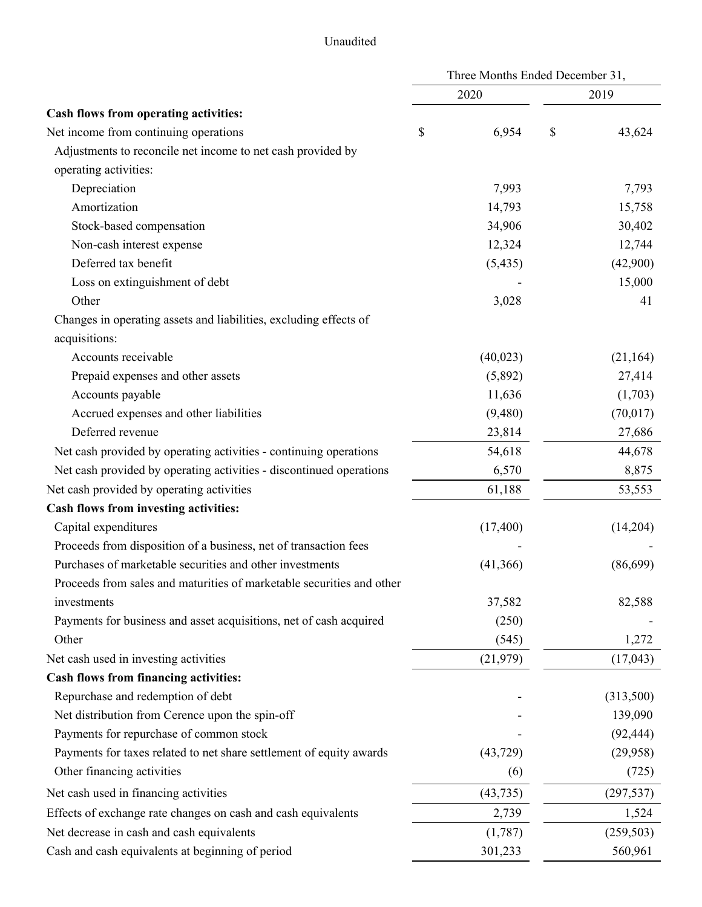Unaudited

| | Three Months Ended December 31, | |
|---|---|---|
| | 2020 | 2019 |
| **Cash flows from operating activities:** | | |
| Net income from continuing operations | $ 6,954 | $ 43,624 |
| Adjustments to reconcile net income to net cash provided by operating activities: | | |
| Depreciation | 7,993 | 7,793 |
| Amortization | 14,793 | 15,758 |
| Stock-based compensation | 34,906 | 30,402 |
| Non-cash interest expense | 12,324 | 12,744 |
| Deferred tax benefit | (5,435) | (42,900) |
| Loss on extinguishment of debt | - | 15,000 |
| Other | 3,028 | 41 |
| Changes in operating assets and liabilities, excluding effects of acquisitions: | | |
| Accounts receivable | (40,023) | (21,164) |
| Prepaid expenses and other assets | (5,892) | 27,414 |
| Accounts payable | 11,636 | (1,703) |
| Accrued expenses and other liabilities | (9,480) | (70,017) |
| Deferred revenue | 23,814 | 27,686 |
| Net cash provided by operating activities - continuing operations | 54,618 | 44,678 |
| Net cash provided by operating activities - discontinued operations | 6,570 | 8,875 |
| Net cash provided by operating activities | 61,188 | 53,553 |
| **Cash flows from investing activities:** | | |
| Capital expenditures | (17,400) | (14,204) |
| Proceeds from disposition of a business, net of transaction fees | - | - |
| Purchases of marketable securities and other investments | (41,366) | (86,699) |
| Proceeds from sales and maturities of marketable securities and other investments | 37,582 | 82,588 |
| Payments for business and asset acquisitions, net of cash acquired | (250) | - |
| Other | (545) | 1,272 |
| Net cash used in investing activities | (21,979) | (17,043) |
| **Cash flows from financing activities:** | | |
| Repurchase and redemption of debt | - | (313,500) |
| Net distribution from Cerence upon the spin-off | - | 139,090 |
| Payments for repurchase of common stock | - | (92,444) |
| Payments for taxes related to net share settlement of equity awards | (43,729) | (29,958) |
| Other financing activities | (6) | (725) |
| Net cash used in financing activities | (43,735) | (297,537) |
| Effects of exchange rate changes on cash and cash equivalents | 2,739 | 1,524 |
| Net decrease in cash and cash equivalents | (1,787) | (259,503) |
| Cash and cash equivalents at beginning of period | 301,233 | 560,961 |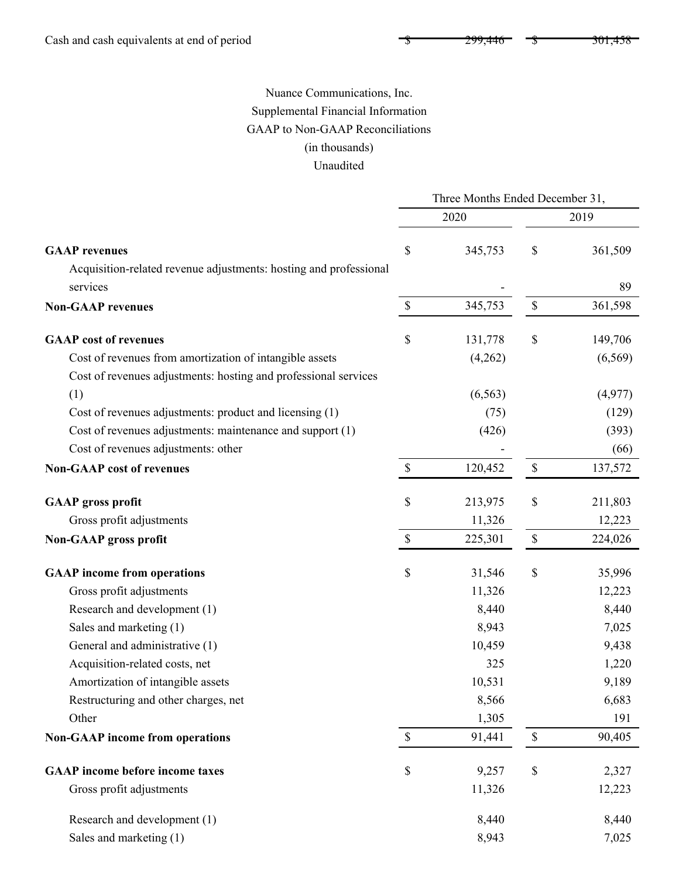| | | |
|---|---|---|
| Cash and cash equivalents at end of period | $ 299,446 | $ 301,458 |

Nuance Communications, Inc.
Supplemental Financial Information
GAAP to Non-GAAP Reconciliations
(in thousands)
Unaudited

| | Three Months Ended December 31, | |
|---|---|---|
| | 2020 | 2019 |
| **GAAP revenues** | $ 345,753 | $ 361,509 |
| Acquisition-related revenue adjustments: hosting and professional services | - | 89 |
| **Non-GAAP revenues** | $ 345,753 | $ 361,598 |
| **GAAP cost of revenues** | $ 131,778 | $ 149,706 |
| Cost of revenues from amortization of intangible assets | (4,262) | (6,569) |
| Cost of revenues adjustments: hosting and professional services (1) | (6,563) | (4,977) |
| Cost of revenues adjustments: product and licensing (1) | (75) | (129) |
| Cost of revenues adjustments: maintenance and support (1) | (426) | (393) |
| Cost of revenues adjustments: other | - | (66) |
| **Non-GAAP cost of revenues** | $ 120,452 | $ 137,572 |
| **GAAP gross profit** | $ 213,975 | $ 211,803 |
| Gross profit adjustments | 11,326 | 12,223 |
| **Non-GAAP gross profit** | $ 225,301 | $ 224,026 |
| **GAAP income from operations** | $ 31,546 | $ 35,996 |
| Gross profit adjustments | 11,326 | 12,223 |
| Research and development (1) | 8,440 | 8,440 |
| Sales and marketing (1) | 8,943 | 7,025 |
| General and administrative (1) | 10,459 | 9,438 |
| Acquisition-related costs, net | 325 | 1,220 |
| Amortization of intangible assets | 10,531 | 9,189 |
| Restructuring and other charges, net | 8,566 | 6,683 |
| Other | 1,305 | 191 |
| **Non-GAAP income from operations** | $ 91,441 | $ 90,405 |
| **GAAP income before income taxes** | $ 9,257 | $ 2,327 |
| Gross profit adjustments | 11,326 | 12,223 |
| Research and development (1) | 8,440 | 8,440 |
| Sales and marketing (1) | 8,943 | 7,025 |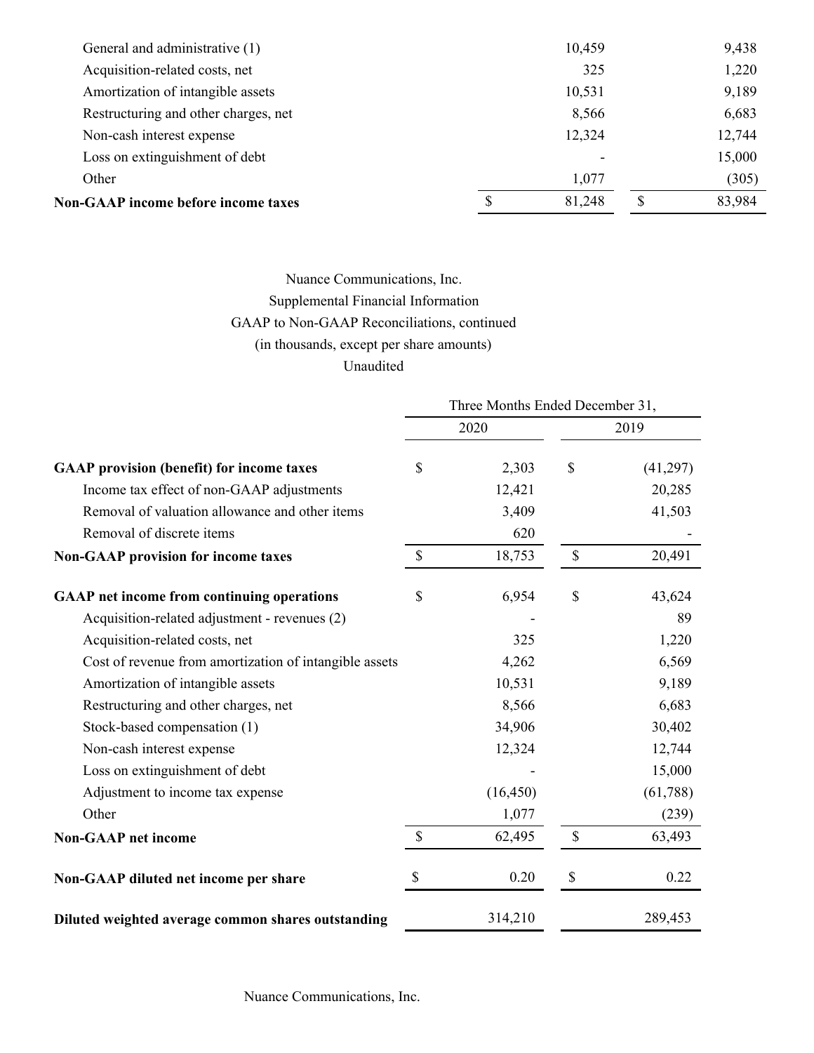| | | |
|---|---|---|
| General and administrative (1) | 10,459 | 9,438 |
| Acquisition-related costs, net | 325 | 1,220 |
| Amortization of intangible assets | 10,531 | 9,189 |
| Restructuring and other charges, net | 8,566 | 6,683 |
| Non-cash interest expense | 12,324 | 12,744 |
| Loss on extinguishment of debt | - | 15,000 |
| Other | 1,077 | (305) |
| **Non-GAAP income before income taxes** | $ 81,248 | $ 83,984 |

Nuance Communications, Inc.
Supplemental Financial Information
GAAP to Non-GAAP Reconciliations, continued
(in thousands, except per share amounts)
Unaudited

| | Three Months Ended December 31, | |
|---|---|---|
| | 2020 | 2019 |
| **GAAP provision (benefit) for income taxes** | $ 2,303 | $ (41,297) |
| Income tax effect of non-GAAP adjustments | 12,421 | 20,285 |
| Removal of valuation allowance and other items | 3,409 | 41,503 |
| Removal of discrete items | 620 | - |
| **Non-GAAP provision for income taxes** | $ 18,753 | $ 20,491 |
| | | |
| **GAAP net income from continuing operations** | $ 6,954 | $ 43,624 |
| Acquisition-related adjustment - revenues (2) | - | 89 |
| Acquisition-related costs, net | 325 | 1,220 |
| Cost of revenue from amortization of intangible assets | 4,262 | 6,569 |
| Amortization of intangible assets | 10,531 | 9,189 |
| Restructuring and other charges, net | 8,566 | 6,683 |
| Stock-based compensation (1) | 34,906 | 30,402 |
| Non-cash interest expense | 12,324 | 12,744 |
| Loss on extinguishment of debt | - | 15,000 |
| Adjustment to income tax expense | (16,450) | (61,788) |
| Other | 1,077 | (239) |
| **Non-GAAP net income** | $ 62,495 | $ 63,493 |
| | | |
| **Non-GAAP diluted net income per share** | $ 0.20 | $ 0.22 |
| | | |
| **Diluted weighted average common shares outstanding** | 314,210 | 289,453 |

Nuance Communications, Inc.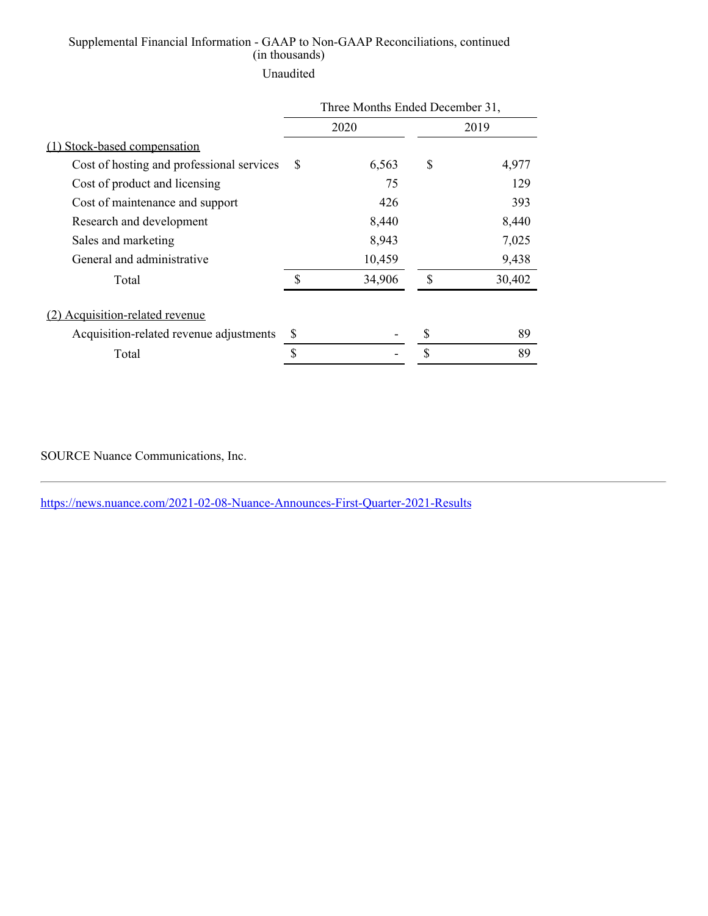Supplemental Financial Information - GAAP to Non-GAAP Reconciliations, continued
(in thousands)

Unaudited

| | Three Months Ended December 31, | |
|---|---|---|
| | 2020 | 2019 |
| (1) Stock-based compensation | | |
| Cost of hosting and professional services | $ 6,563 | $ 4,977 |
| Cost of product and licensing | 75 | 129 |
| Cost of maintenance and support | 426 | 393 |
| Research and development | 8,440 | 8,440 |
| Sales and marketing | 8,943 | 7,025 |
| General and administrative | 10,459 | 9,438 |
| Total | $ 34,906 | $ 30,402 |
| | | |
| (2) Acquisition-related revenue | | |
| Acquisition-related revenue adjustments | $ - | $ 89 |
| Total | $ - | $ 89 |

SOURCE Nuance Communications, Inc.

---

https://news.nuance.com/2021-02-08-Nuance-Announces-First-Quarter-2021-Results